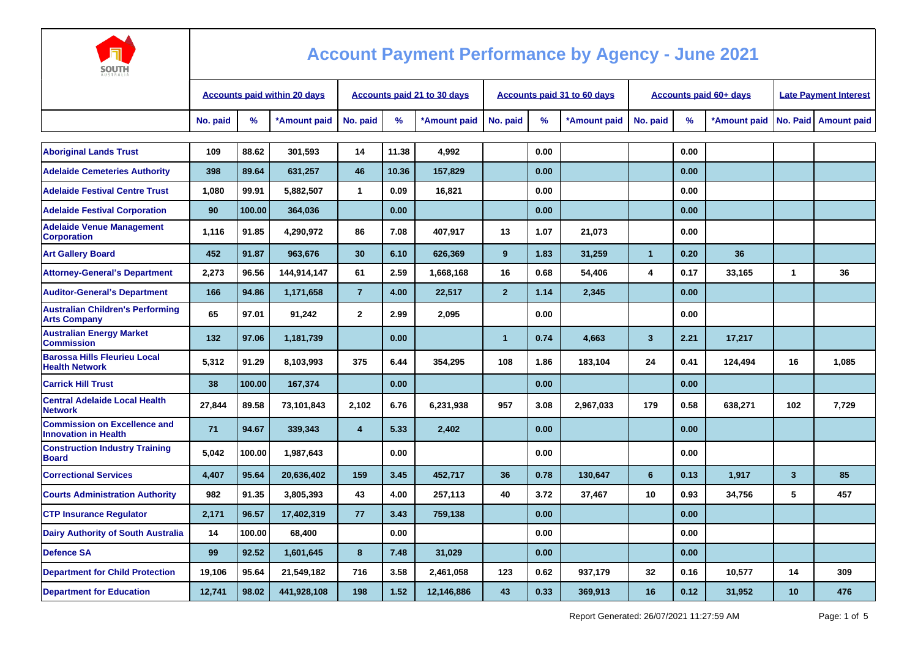# Account Payment Performance by Agency - June 2021

| | Accounts paid within 20 days | | | Accounts paid 21 to 30 days | | | Accounts paid 31 to 60 days | | | Accounts paid 60+ days | | | Late Payment Interest | |
|---|---|---|---|---|---|---|---|---|---|---|---|---|---|---|
| | No. paid | % | *Amount paid | No. paid | % | *Amount paid | No. paid | % | *Amount paid | No. paid | % | *Amount paid | No. Paid | Amount paid |
| Aboriginal Lands Trust | 109 | 88.62 | 301,593 | 14 | 11.38 | 4,992 | | 0.00 | | | 0.00 | | | |
| Adelaide Cemeteries Authority | 398 | 89.64 | 631,257 | 46 | 10.36 | 157,829 | | 0.00 | | | 0.00 | | | |
| Adelaide Festival Centre Trust | 1,080 | 99.91 | 5,882,507 | 1 | 0.09 | 16,821 | | 0.00 | | | 0.00 | | | |
| Adelaide Festival Corporation | 90 | 100.00 | 364,036 | | 0.00 | | | 0.00 | | | 0.00 | | | |
| Adelaide Venue Management Corporation | 1,116 | 91.85 | 4,290,972 | 86 | 7.08 | 407,917 | 13 | 1.07 | 21,073 | | 0.00 | | | |
| Art Gallery Board | 452 | 91.87 | 963,676 | 30 | 6.10 | 626,369 | 9 | 1.83 | 31,259 | 1 | 0.20 | 36 | | |
| Attorney-General's Department | 2,273 | 96.56 | 144,914,147 | 61 | 2.59 | 1,668,168 | 16 | 0.68 | 54,406 | 4 | 0.17 | 33,165 | 1 | 36 |
| Auditor-General's Department | 166 | 94.86 | 1,171,658 | 7 | 4.00 | 22,517 | 2 | 1.14 | 2,345 | | 0.00 | | | |
| Australian Children's Performing Arts Company | 65 | 97.01 | 91,242 | 2 | 2.99 | 2,095 | | 0.00 | | | 0.00 | | | |
| Australian Energy Market Commission | 132 | 97.06 | 1,181,739 | | 0.00 | | 1 | 0.74 | 4,663 | 3 | 2.21 | 17,217 | | |
| Barossa Hills Fleurieu Local Health Network | 5,312 | 91.29 | 8,103,993 | 375 | 6.44 | 354,295 | 108 | 1.86 | 183,104 | 24 | 0.41 | 124,494 | 16 | 1,085 |
| Carrick Hill Trust | 38 | 100.00 | 167,374 | | 0.00 | | | 0.00 | | | 0.00 | | | |
| Central Adelaide Local Health Network | 27,844 | 89.58 | 73,101,843 | 2,102 | 6.76 | 6,231,938 | 957 | 3.08 | 2,967,033 | 179 | 0.58 | 638,271 | 102 | 7,729 |
| Commission on Excellence and Innovation in Health | 71 | 94.67 | 339,343 | 4 | 5.33 | 2,402 | | 0.00 | | | 0.00 | | | |
| Construction Industry Training Board | 5,042 | 100.00 | 1,987,643 | | 0.00 | | | 0.00 | | | 0.00 | | | |
| Correctional Services | 4,407 | 95.64 | 20,636,402 | 159 | 3.45 | 452,717 | 36 | 0.78 | 130,647 | 6 | 0.13 | 1,917 | 3 | 85 |
| Courts Administration Authority | 982 | 91.35 | 3,805,393 | 43 | 4.00 | 257,113 | 40 | 3.72 | 37,467 | 10 | 0.93 | 34,756 | 5 | 457 |
| CTP Insurance Regulator | 2,171 | 96.57 | 17,402,319 | 77 | 3.43 | 759,138 | | 0.00 | | | 0.00 | | | |
| Dairy Authority of South Australia | 14 | 100.00 | 68,400 | | 0.00 | | | 0.00 | | | 0.00 | | | |
| Defence SA | 99 | 92.52 | 1,601,645 | 8 | 7.48 | 31,029 | | 0.00 | | | 0.00 | | | |
| Department for Child Protection | 19,106 | 95.64 | 21,549,182 | 716 | 3.58 | 2,461,058 | 123 | 0.62 | 937,179 | 32 | 0.16 | 10,577 | 14 | 309 |
| Department for Education | 12,741 | 98.02 | 441,928,108 | 198 | 1.52 | 12,146,886 | 43 | 0.33 | 369,913 | 16 | 0.12 | 31,952 | 10 | 476 |

Report Generated: 26/07/2021 11:27:59 AM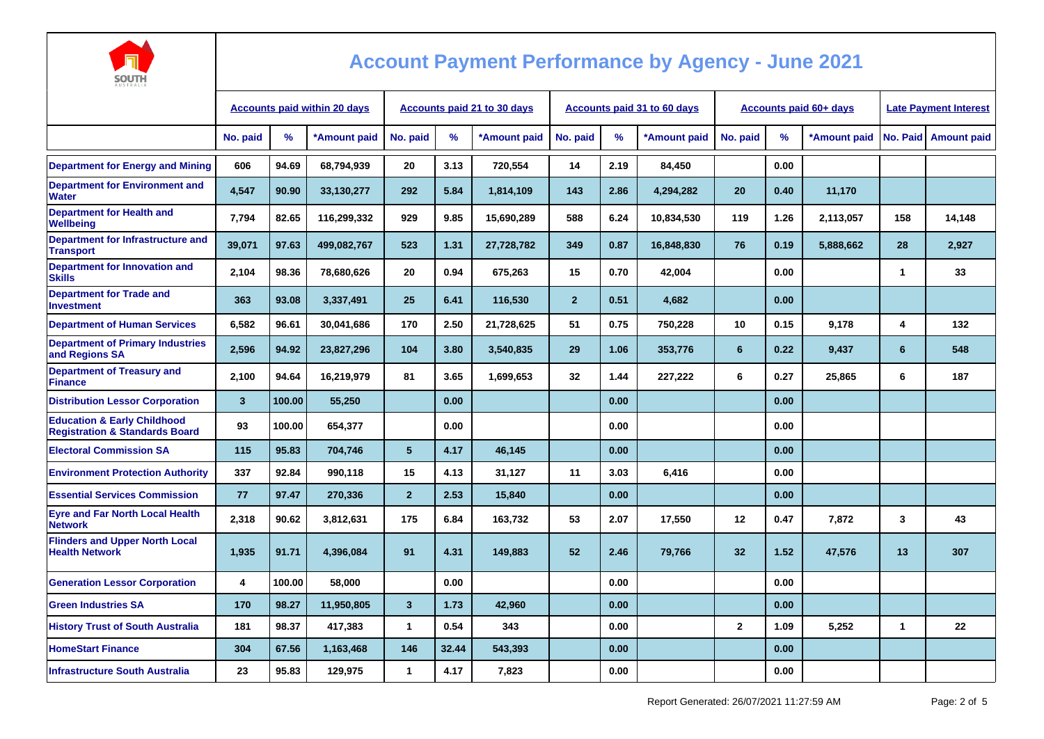# Account Payment Performance by Agency - June 2021

| | Accounts paid within 20 days | | | Accounts paid 21 to 30 days | | | Accounts paid 31 to 60 days | | | Accounts paid 60+ days | | | Late Payment Interest | |
|---|---|---|---|---|---|---|---|---|---|---|---|---|---|---|
| | No. paid | % | *Amount paid | No. paid | % | *Amount paid | No. paid | % | *Amount paid | No. paid | % | *Amount paid | No. Paid | Amount paid |
| Department for Energy and Mining | 606 | 94.69 | 68,794,939 | 20 | 3.13 | 720,554 | 14 | 2.19 | 84,450 | | 0.00 | | | |
| Department for Environment and Water | 4,547 | 90.90 | 33,130,277 | 292 | 5.84 | 1,814,109 | 143 | 2.86 | 4,294,282 | 20 | 0.40 | 11,170 | | |
| Department for Health and Wellbeing | 7,794 | 82.65 | 116,299,332 | 929 | 9.85 | 15,690,289 | 588 | 6.24 | 10,834,530 | 119 | 1.26 | 2,113,057 | 158 | 14,148 |
| Department for Infrastructure and Transport | 39,071 | 97.63 | 499,082,767 | 523 | 1.31 | 27,728,782 | 349 | 0.87 | 16,848,830 | 76 | 0.19 | 5,888,662 | 28 | 2,927 |
| Department for Innovation and Skills | 2,104 | 98.36 | 78,680,626 | 20 | 0.94 | 675,263 | 15 | 0.70 | 42,004 | | 0.00 | | 1 | 33 |
| Department for Trade and Investment | 363 | 93.08 | 3,337,491 | 25 | 6.41 | 116,530 | 2 | 0.51 | 4,682 | | 0.00 | | | |
| Department of Human Services | 6,582 | 96.61 | 30,041,686 | 170 | 2.50 | 21,728,625 | 51 | 0.75 | 750,228 | 10 | 0.15 | 9,178 | 4 | 132 |
| Department of Primary Industries and Regions SA | 2,596 | 94.92 | 23,827,296 | 104 | 3.80 | 3,540,835 | 29 | 1.06 | 353,776 | 6 | 0.22 | 9,437 | 6 | 548 |
| Department of Treasury and Finance | 2,100 | 94.64 | 16,219,979 | 81 | 3.65 | 1,699,653 | 32 | 1.44 | 227,222 | 6 | 0.27 | 25,865 | 6 | 187 |
| Distribution Lessor Corporation | 3 | 100.00 | 55,250 | | 0.00 | | | 0.00 | | | 0.00 | | | |
| Education & Early Childhood Registration & Standards Board | 93 | 100.00 | 654,377 | | 0.00 | | | 0.00 | | | 0.00 | | | |
| Electoral Commission SA | 115 | 95.83 | 704,746 | 5 | 4.17 | 46,145 | | 0.00 | | | 0.00 | | | |
| Environment Protection Authority | 337 | 92.84 | 990,118 | 15 | 4.13 | 31,127 | 11 | 3.03 | 6,416 | | 0.00 | | | |
| Essential Services Commission | 77 | 97.47 | 270,336 | 2 | 2.53 | 15,840 | | 0.00 | | | 0.00 | | | |
| Eyre and Far North Local Health Network | 2,318 | 90.62 | 3,812,631 | 175 | 6.84 | 163,732 | 53 | 2.07 | 17,550 | 12 | 0.47 | 7,872 | 3 | 43 |
| Flinders and Upper North Local Health Network | 1,935 | 91.71 | 4,396,084 | 91 | 4.31 | 149,883 | 52 | 2.46 | 79,766 | 32 | 1.52 | 47,576 | 13 | 307 |
| Generation Lessor Corporation | 4 | 100.00 | 58,000 | | 0.00 | | | 0.00 | | | 0.00 | | | |
| Green Industries SA | 170 | 98.27 | 11,950,805 | 3 | 1.73 | 42,960 | | 0.00 | | | 0.00 | | | |
| History Trust of South Australia | 181 | 98.37 | 417,383 | 1 | 0.54 | 343 | | 0.00 | | 2 | 1.09 | 5,252 | 1 | 22 |
| HomeStart Finance | 304 | 67.56 | 1,163,468 | 146 | 32.44 | 543,393 | | 0.00 | | | 0.00 | | | |
| Infrastructure South Australia | 23 | 95.83 | 129,975 | 1 | 4.17 | 7,823 | | 0.00 | | | 0.00 | | | |

Report Generated: 26/07/2021 11:27:59 AM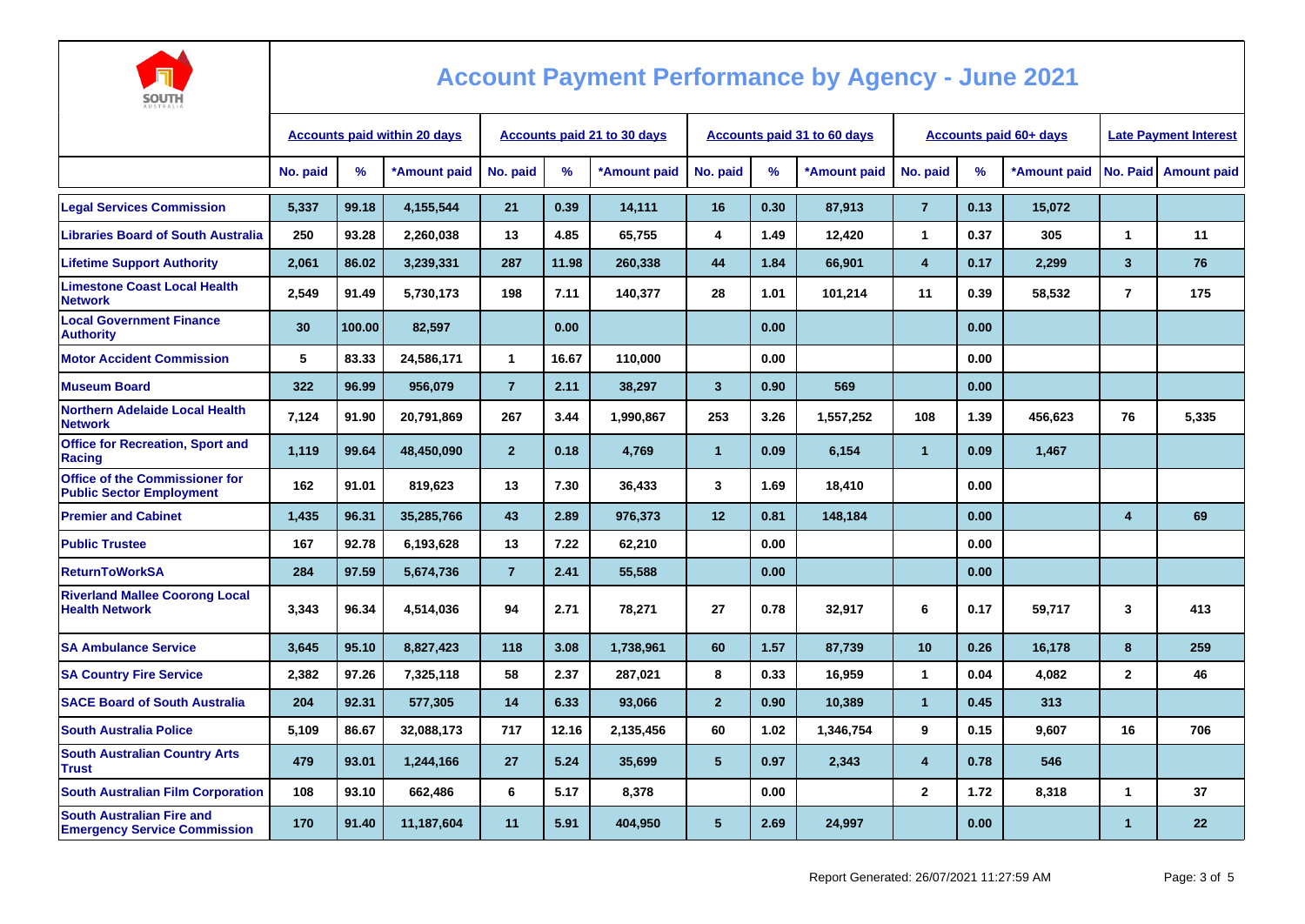# Account Payment Performance by Agency - June 2021

| | Accounts paid within 20 days | | | Accounts paid 21 to 30 days | | | Accounts paid 31 to 60 days | | | Accounts paid 60+ days | | | Late Payment Interest | |
|---|---|---|---|---|---|---|---|---|---|---|---|---|---|---|
| | No. paid | % | *Amount paid | No. paid | % | *Amount paid | No. paid | % | *Amount paid | No. paid | % | *Amount paid | No. Paid | Amount paid |
| Legal Services Commission | 5,337 | 99.18 | 4,155,544 | 21 | 0.39 | 14,111 | 16 | 0.30 | 87,913 | 7 | 0.13 | 15,072 | | |
| Libraries Board of South Australia | 250 | 93.28 | 2,260,038 | 13 | 4.85 | 65,755 | 4 | 1.49 | 12,420 | 1 | 0.37 | 305 | 1 | 11 |
| Lifetime Support Authority | 2,061 | 86.02 | 3,239,331 | 287 | 11.98 | 260,338 | 44 | 1.84 | 66,901 | 4 | 0.17 | 2,299 | 3 | 76 |
| Limestone Coast Local Health Network | 2,549 | 91.49 | 5,730,173 | 198 | 7.11 | 140,377 | 28 | 1.01 | 101,214 | 11 | 0.39 | 58,532 | 7 | 175 |
| Local Government Finance Authority | 30 | 100.00 | 82,597 | | 0.00 | | | 0.00 | | | 0.00 | | | |
| Motor Accident Commission | 5 | 83.33 | 24,586,171 | 1 | 16.67 | 110,000 | | 0.00 | | | 0.00 | | | |
| Museum Board | 322 | 96.99 | 956,079 | 7 | 2.11 | 38,297 | 3 | 0.90 | 569 | | 0.00 | | | |
| Northern Adelaide Local Health Network | 7,124 | 91.90 | 20,791,869 | 267 | 3.44 | 1,990,867 | 253 | 3.26 | 1,557,252 | 108 | 1.39 | 456,623 | 76 | 5,335 |
| Office for Recreation, Sport and Racing | 1,119 | 99.64 | 48,450,090 | 2 | 0.18 | 4,769 | 1 | 0.09 | 6,154 | 1 | 0.09 | 1,467 | | |
| Office of the Commissioner for Public Sector Employment | 162 | 91.01 | 819,623 | 13 | 7.30 | 36,433 | 3 | 1.69 | 18,410 | | 0.00 | | | |
| Premier and Cabinet | 1,435 | 96.31 | 35,285,766 | 43 | 2.89 | 976,373 | 12 | 0.81 | 148,184 | | 0.00 | | 4 | 69 |
| Public Trustee | 167 | 92.78 | 6,193,628 | 13 | 7.22 | 62,210 | | 0.00 | | | 0.00 | | | |
| ReturnToWorkSA | 284 | 97.59 | 5,674,736 | 7 | 2.41 | 55,588 | | 0.00 | | | 0.00 | | | |
| Riverland Mallee Coorong Local Health Network | 3,343 | 96.34 | 4,514,036 | 94 | 2.71 | 78,271 | 27 | 0.78 | 32,917 | 6 | 0.17 | 59,717 | 3 | 413 |
| SA Ambulance Service | 3,645 | 95.10 | 8,827,423 | 118 | 3.08 | 1,738,961 | 60 | 1.57 | 87,739 | 10 | 0.26 | 16,178 | 8 | 259 |
| SA Country Fire Service | 2,382 | 97.26 | 7,325,118 | 58 | 2.37 | 287,021 | 8 | 0.33 | 16,959 | 1 | 0.04 | 4,082 | 2 | 46 |
| SACE Board of South Australia | 204 | 92.31 | 577,305 | 14 | 6.33 | 93,066 | 2 | 0.90 | 10,389 | 1 | 0.45 | 313 | | |
| South Australia Police | 5,109 | 86.67 | 32,088,173 | 717 | 12.16 | 2,135,456 | 60 | 1.02 | 1,346,754 | 9 | 0.15 | 9,607 | 16 | 706 |
| South Australian Country Arts Trust | 479 | 93.01 | 1,244,166 | 27 | 5.24 | 35,699 | 5 | 0.97 | 2,343 | 4 | 0.78 | 546 | | |
| South Australian Film Corporation | 108 | 93.10 | 662,486 | 6 | 5.17 | 8,378 | | 0.00 | | 2 | 1.72 | 8,318 | 1 | 37 |
| South Australian Fire and Emergency Service Commission | 170 | 91.40 | 11,187,604 | 11 | 5.91 | 404,950 | 5 | 2.69 | 24,997 | | 0.00 | | 1 | 22 |

Report Generated: 26/07/2021 11:27:59 AM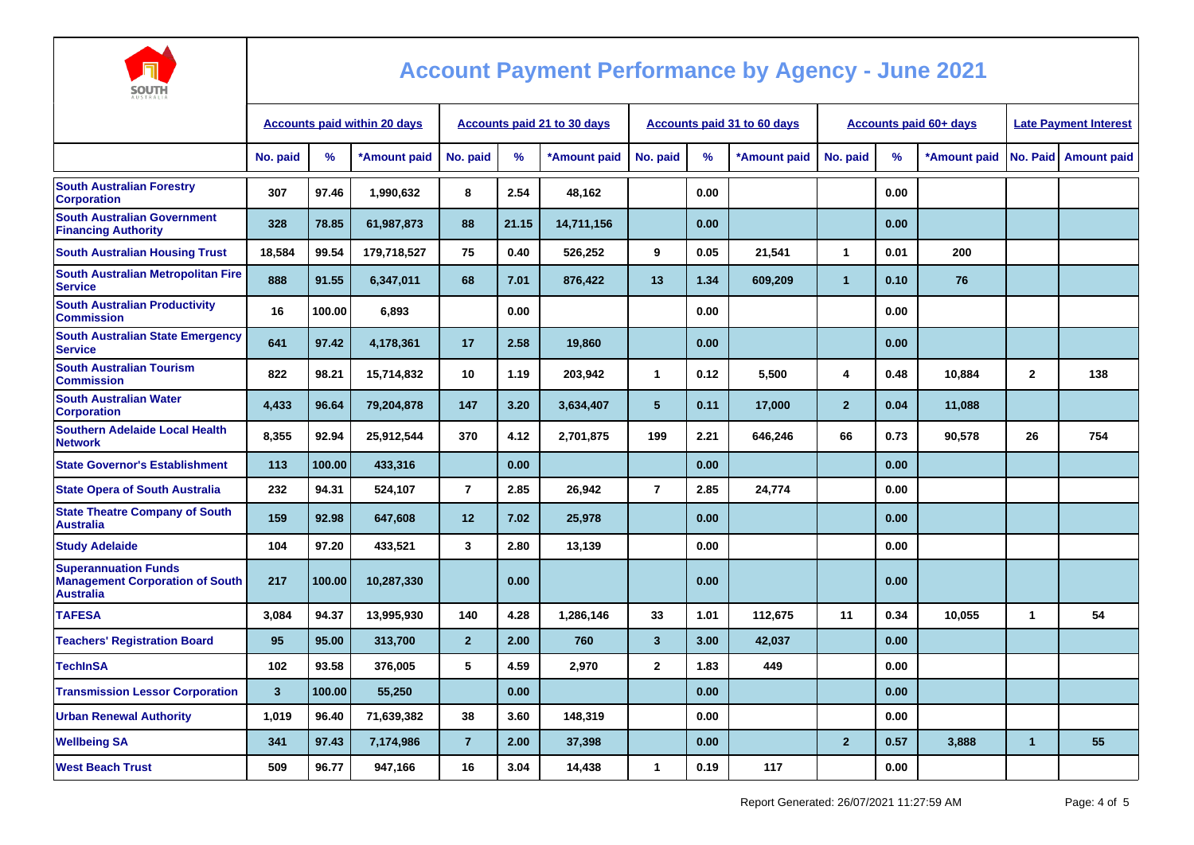# Account Payment Performance by Agency - June 2021

| | Accounts paid within 20 days | | | Accounts paid 21 to 30 days | | | Accounts paid 31 to 60 days | | | Accounts paid 60+ days | | | Late Payment Interest | |
|---|---|---|---|---|---|---|---|---|---|---|---|---|---|---|
| | No. paid | % | *Amount paid | No. paid | % | *Amount paid | No. paid | % | *Amount paid | No. paid | % | *Amount paid | No. Paid | Amount paid |
| South Australian Forestry Corporation | 307 | 97.46 | 1,990,632 | 8 | 2.54 | 48,162 | | 0.00 | | | 0.00 | | | |
| South Australian Government Financing Authority | 328 | 78.85 | 61,987,873 | 88 | 21.15 | 14,711,156 | | 0.00 | | | 0.00 | | | |
| South Australian Housing Trust | 18,584 | 99.54 | 179,718,527 | 75 | 0.40 | 526,252 | 9 | 0.05 | 21,541 | 1 | 0.01 | 200 | | |
| South Australian Metropolitan Fire Service | 888 | 91.55 | 6,347,011 | 68 | 7.01 | 876,422 | 13 | 1.34 | 609,209 | 1 | 0.10 | 76 | | |
| South Australian Productivity Commission | 16 | 100.00 | 6,893 | | 0.00 | | | 0.00 | | | 0.00 | | | |
| South Australian State Emergency Service | 641 | 97.42 | 4,178,361 | 17 | 2.58 | 19,860 | | 0.00 | | | 0.00 | | | |
| South Australian Tourism Commission | 822 | 98.21 | 15,714,832 | 10 | 1.19 | 203,942 | 1 | 0.12 | 5,500 | 4 | 0.48 | 10,884 | 2 | 138 |
| South Australian Water Corporation | 4,433 | 96.64 | 79,204,878 | 147 | 3.20 | 3,634,407 | 5 | 0.11 | 17,000 | 2 | 0.04 | 11,088 | | |
| Southern Adelaide Local Health Network | 8,355 | 92.94 | 25,912,544 | 370 | 4.12 | 2,701,875 | 199 | 2.21 | 646,246 | 66 | 0.73 | 90,578 | 26 | 754 |
| State Governor's Establishment | 113 | 100.00 | 433,316 | | 0.00 | | | 0.00 | | | 0.00 | | | |
| State Opera of South Australia | 232 | 94.31 | 524,107 | 7 | 2.85 | 26,942 | 7 | 2.85 | 24,774 | | 0.00 | | | |
| State Theatre Company of South Australia | 159 | 92.98 | 647,608 | 12 | 7.02 | 25,978 | | 0.00 | | | 0.00 | | | |
| Study Adelaide | 104 | 97.20 | 433,521 | 3 | 2.80 | 13,139 | | 0.00 | | | 0.00 | | | |
| Superannuation Funds Management Corporation of South Australia | 217 | 100.00 | 10,287,330 | | 0.00 | | | 0.00 | | | 0.00 | | | |
| TAFESA | 3,084 | 94.37 | 13,995,930 | 140 | 4.28 | 1,286,146 | 33 | 1.01 | 112,675 | 11 | 0.34 | 10,055 | 1 | 54 |
| Teachers' Registration Board | 95 | 95.00 | 313,700 | 2 | 2.00 | 760 | 3 | 3.00 | 42,037 | | 0.00 | | | |
| TechInSA | 102 | 93.58 | 376,005 | 5 | 4.59 | 2,970 | 2 | 1.83 | 449 | | 0.00 | | | |
| Transmission Lessor Corporation | 3 | 100.00 | 55,250 | | 0.00 | | | 0.00 | | | 0.00 | | | |
| Urban Renewal Authority | 1,019 | 96.40 | 71,639,382 | 38 | 3.60 | 148,319 | | 0.00 | | | 0.00 | | | |
| Wellbeing SA | 341 | 97.43 | 7,174,986 | 7 | 2.00 | 37,398 | | 0.00 | | 2 | 0.57 | 3,888 | 1 | 55 |
| West Beach Trust | 509 | 96.77 | 947,166 | 16 | 3.04 | 14,438 | 1 | 0.19 | 117 | | 0.00 | | | |

Report Generated: 26/07/2021 11:27:59 AM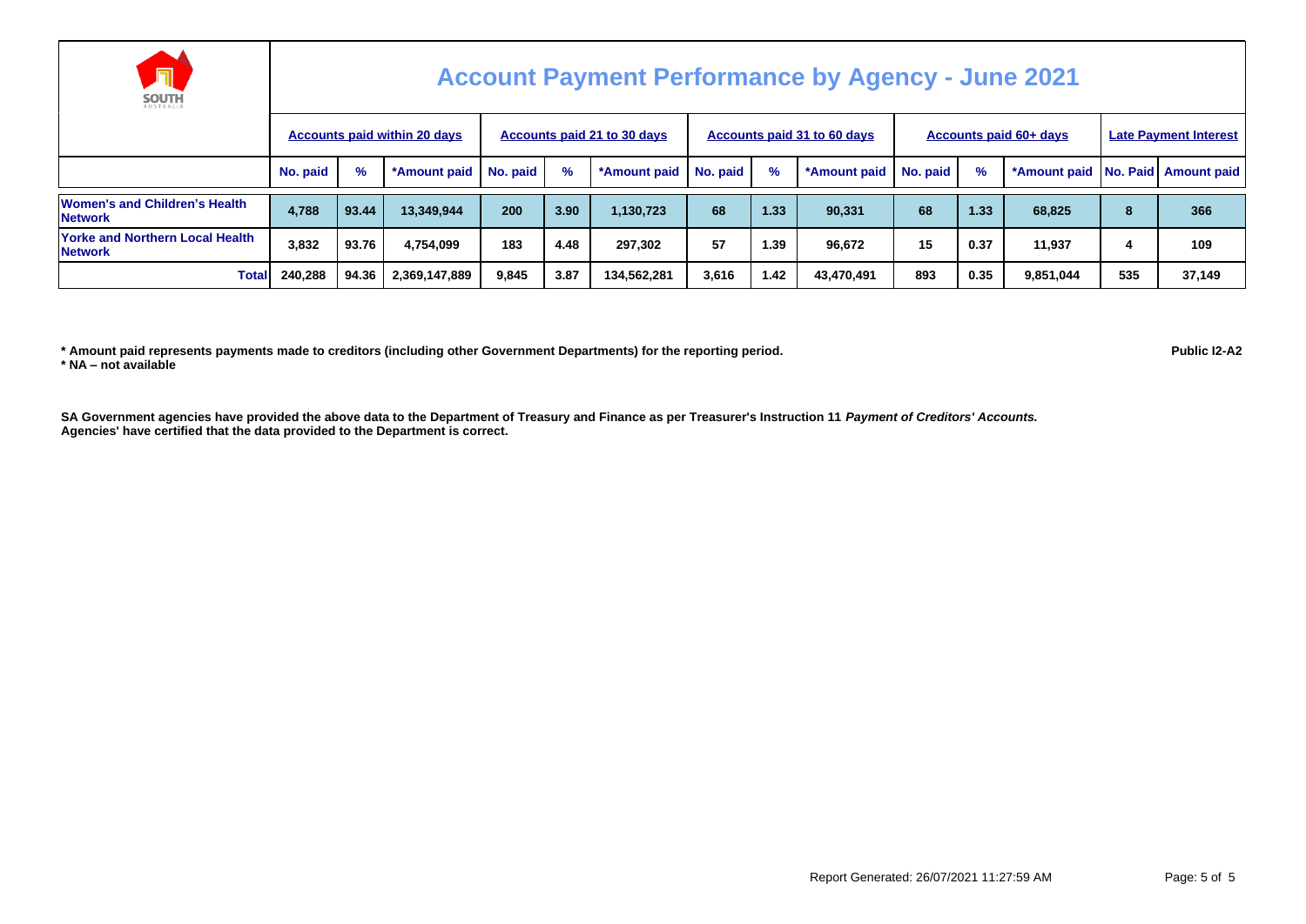# Account Payment Performance by Agency - June 2021

| | Accounts paid within 20 days | | | Accounts paid 21 to 30 days | | | Accounts paid 31 to 60 days | | | Accounts paid 60+ days | | | Late Payment Interest | |
|---|---|---|---|---|---|---|---|---|---|---|---|---|---|---|
| | No. paid | % | *Amount paid | No. paid | % | *Amount paid | No. paid | % | *Amount paid | No. paid | % | *Amount paid | No. Paid | Amount paid |
| Women's and Children's Health Network | 4,788 | 93.44 | 13,349,944 | 200 | 3.90 | 1,130,723 | 68 | 1.33 | 90,331 | 68 | 1.33 | 68,825 | 8 | 366 |
| Yorke and Northern Local Health Network | 3,832 | 93.76 | 4,754,099 | 183 | 4.48 | 297,302 | 57 | 1.39 | 96,672 | 15 | 0.37 | 11,937 | 4 | 109 |
| Total | 240,288 | 94.36 | 2,369,147,889 | 9,845 | 3.87 | 134,562,281 | 3,616 | 1.42 | 43,470,491 | 893 | 0.35 | 9,851,044 | 535 | 37,149 |

**\* Amount paid represents payments made to creditors (including other Government Departments) for the reporting period.**
**\* NA – not available**

**Public I2-A2**

**SA Government agencies have provided the above data to the Department of Treasury and Finance as per Treasurer's Instruction 11 *Payment of Creditors' Accounts.***
**Agencies' have certified that the data provided to the Department is correct.**

Report Generated: 26/07/2021 11:27:59 AM